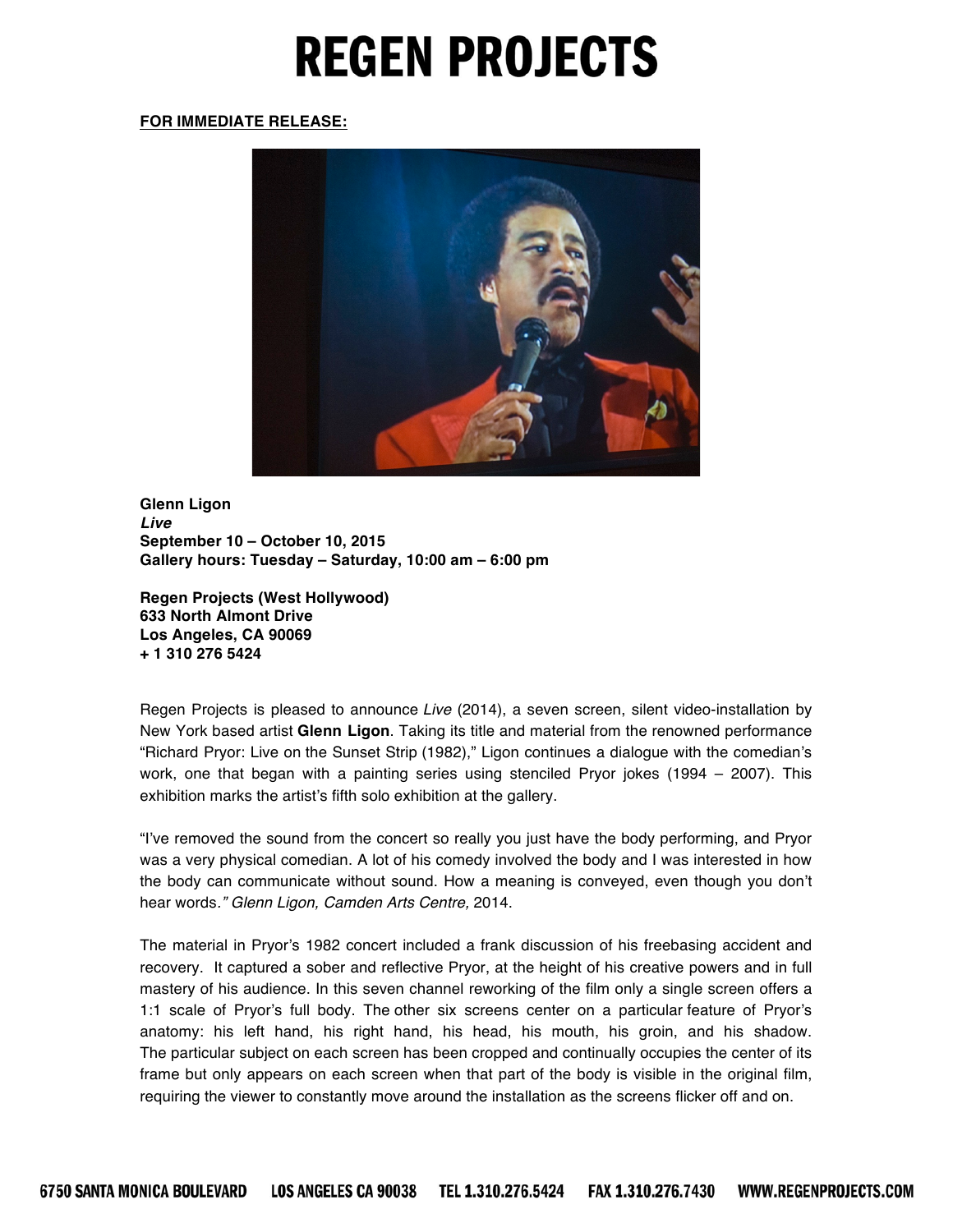# REGEN PROJECTS

**FOR IMMEDIATE RELEASE:**

**Glenn Ligon**
***Live***
**September 10 – October 10, 2015**
**Gallery hours: Tuesday – Saturday, 10:00 am – 6:00 pm**

**Regen Projects (West Hollywood)**
**633 North Almont Drive**
**Los Angeles, CA 90069**
**+ 1 310 276 5424**

Regen Projects is pleased to announce *Live* (2014), a seven screen, silent video-installation by New York based artist **Glenn Ligon**. Taking its title and material from the renowned performance "Richard Pryor: Live on the Sunset Strip (1982)," Ligon continues a dialogue with the comedian's work, one that began with a painting series using stenciled Pryor jokes (1994 – 2007). This exhibition marks the artist's fifth solo exhibition at the gallery.

"I've removed the sound from the concert so really you just have the body performing, and Pryor was a very physical comedian. A lot of his comedy involved the body and I was interested in how the body can communicate without sound. How a meaning is conveyed, even though you don't hear words.*" Glenn Ligon, Camden Arts Centre,* 2014.

The material in Pryor's 1982 concert included a frank discussion of his freebasing accident and recovery. It captured a sober and reflective Pryor, at the height of his creative powers and in full mastery of his audience. In this seven channel reworking of the film only a single screen offers a 1:1 scale of Pryor's full body. The other six screens center on a particular feature of Pryor's anatomy: his left hand, his right hand, his head, his mouth, his groin, and his shadow. The particular subject on each screen has been cropped and continually occupies the center of its frame but only appears on each screen when that part of the body is visible in the original film, requiring the viewer to constantly move around the installation as the screens flicker off and on.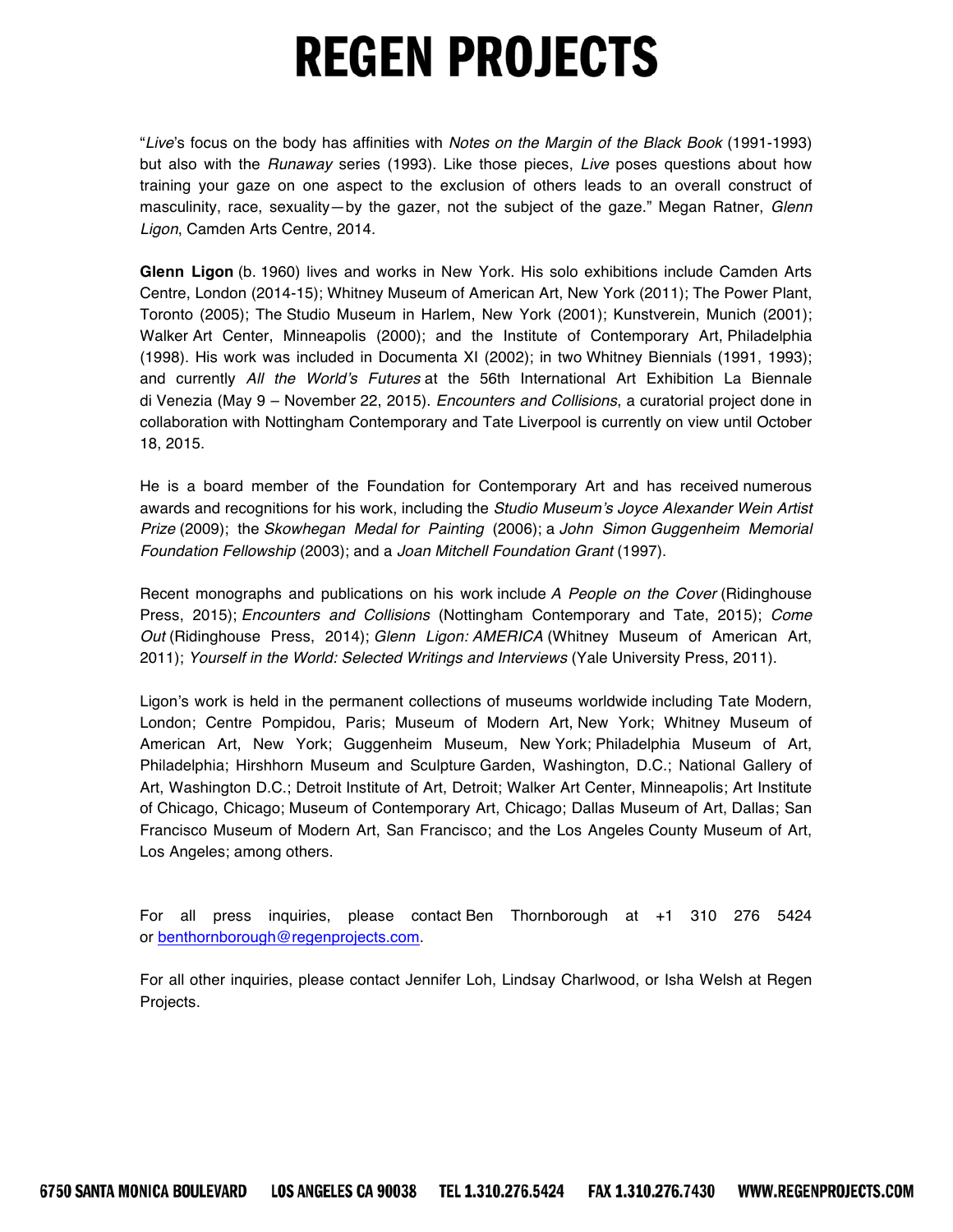"*Live*'s focus on the body has affinities with *Notes on the Margin of the Black Book* (1991-1993) but also with the *Runaway* series (1993). Like those pieces, *Live* poses questions about how training your gaze on one aspect to the exclusion of others leads to an overall construct of masculinity, race, sexuality—by the gazer, not the subject of the gaze." Megan Ratner, *Glenn Ligon*, Camden Arts Centre, 2014.

**Glenn Ligon** (b. 1960) lives and works in New York. His solo exhibitions include Camden Arts Centre, London (2014-15); Whitney Museum of American Art, New York (2011); The Power Plant, Toronto (2005); The Studio Museum in Harlem, New York (2001); Kunstverein, Munich (2001); Walker Art Center, Minneapolis (2000); and the Institute of Contemporary Art, Philadelphia (1998). His work was included in Documenta XI (2002); in two Whitney Biennials (1991, 1993); and currently *All the World's Futures* at the 56th International Art Exhibition La Biennale di Venezia (May 9 – November 22, 2015). *Encounters and Collisions*, a curatorial project done in collaboration with Nottingham Contemporary and Tate Liverpool is currently on view until October 18, 2015.

He is a board member of the Foundation for Contemporary Art and has received numerous awards and recognitions for his work, including the *Studio Museum's Joyce Alexander Wein Artist Prize* (2009); the *Skowhegan Medal for Painting* (2006); a *John Simon Guggenheim Memorial Foundation Fellowship* (2003); and a *Joan Mitchell Foundation Grant* (1997).

Recent monographs and publications on his work include *A People on the Cover* (Ridinghouse Press, 2015); *Encounters and Collisions* (Nottingham Contemporary and Tate, 2015); *Come Out* (Ridinghouse Press, 2014); *Glenn Ligon: AMERICA* (Whitney Museum of American Art, 2011); *Yourself in the World: Selected Writings and Interviews* (Yale University Press, 2011).

Ligon's work is held in the permanent collections of museums worldwide including Tate Modern, London; Centre Pompidou, Paris; Museum of Modern Art, New York; Whitney Museum of American Art, New York; Guggenheim Museum, New York; Philadelphia Museum of Art, Philadelphia; Hirshhorn Museum and Sculpture Garden, Washington, D.C.; National Gallery of Art, Washington D.C.; Detroit Institute of Art, Detroit; Walker Art Center, Minneapolis; Art Institute of Chicago, Chicago; Museum of Contemporary Art, Chicago; Dallas Museum of Art, Dallas; San Francisco Museum of Modern Art, San Francisco; and the Los Angeles County Museum of Art, Los Angeles; among others.

For all press inquiries, please contact Ben Thornborough at +1 310 276 5424 or benthornborough@regenprojects.com.

For all other inquiries, please contact Jennifer Loh, Lindsay Charlwood, or Isha Welsh at Regen Projects.